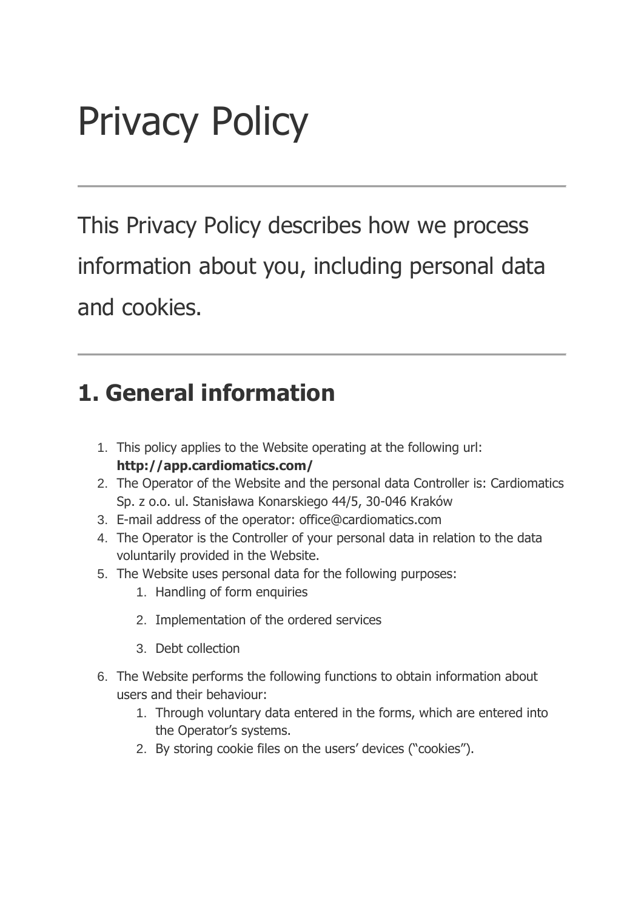# Privacy Policy

---

This Privacy Policy describes how we process information about you, including personal data and cookies.

---

## 1. General information

1. This policy applies to the Website operating at the following url: **http://app.cardiomatics.com/**
2. The Operator of the Website and the personal data Controller is: Cardiomatics Sp. z o.o. ul. Stanisława Konarskiego 44/5, 30-046 Kraków
3. E-mail address of the operator: office@cardiomatics.com
4. The Operator is the Controller of your personal data in relation to the data voluntarily provided in the Website.
5. The Website uses personal data for the following purposes:
    1. Handling of form enquiries
    2. Implementation of the ordered services
    3. Debt collection
6. The Website performs the following functions to obtain information about users and their behaviour:
    1. Through voluntary data entered in the forms, which are entered into the Operator's systems.
    2. By storing cookie files on the users' devices ("cookies").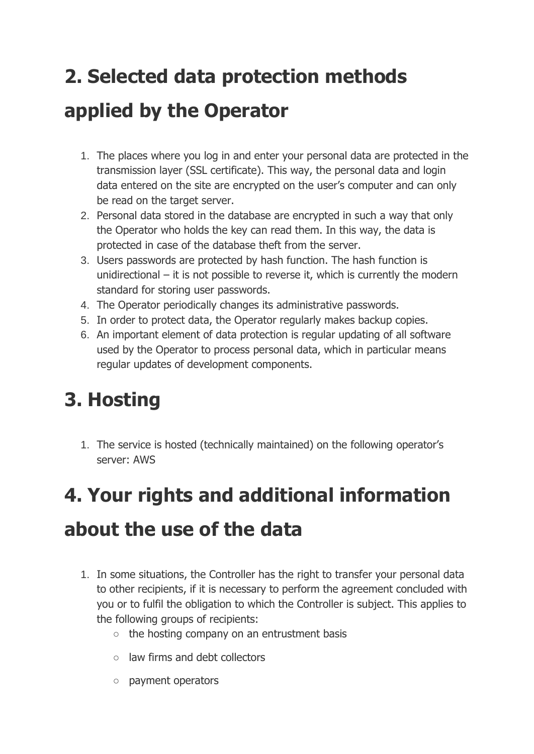## 2. Selected data protection methods applied by the Operator

1. The places where you log in and enter your personal data are protected in the transmission layer (SSL certificate). This way, the personal data and login data entered on the site are encrypted on the user's computer and can only be read on the target server.
2. Personal data stored in the database are encrypted in such a way that only the Operator who holds the key can read them. In this way, the data is protected in case of the database theft from the server.
3. Users passwords are protected by hash function. The hash function is unidirectional – it is not possible to reverse it, which is currently the modern standard for storing user passwords.
4. The Operator periodically changes its administrative passwords.
5. In order to protect data, the Operator regularly makes backup copies.
6. An important element of data protection is regular updating of all software used by the Operator to process personal data, which in particular means regular updates of development components.

## 3. Hosting

1. The service is hosted (technically maintained) on the following operator's server: AWS

## 4. Your rights and additional information about the use of the data

1. In some situations, the Controller has the right to transfer your personal data to other recipients, if it is necessary to perform the agreement concluded with you or to fulfil the obligation to which the Controller is subject. This applies to the following groups of recipients:
   - the hosting company on an entrustment basis
   - law firms and debt collectors
   - payment operators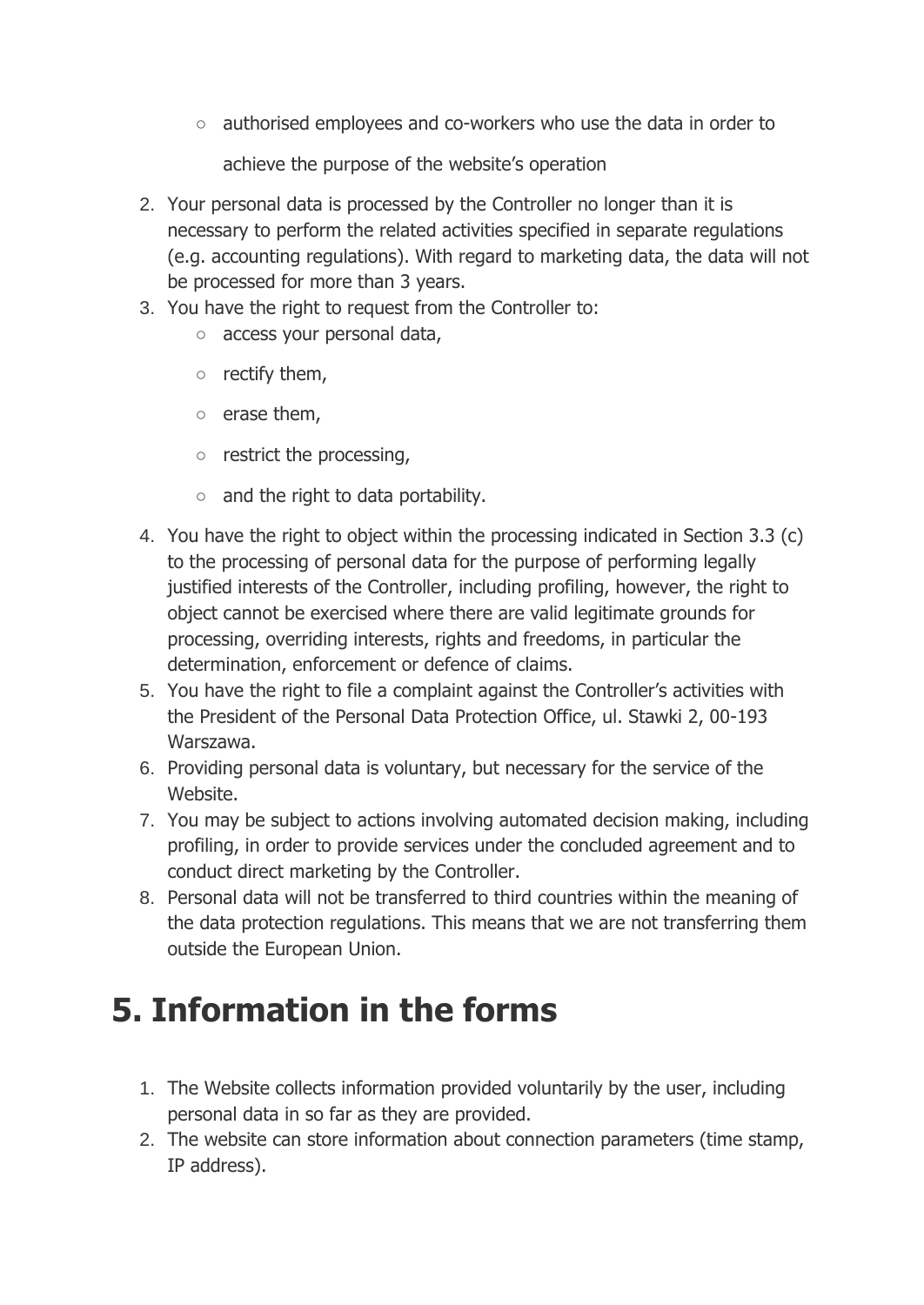- authorised employees and co-workers who use the data in order to achieve the purpose of the website's operation

2. Your personal data is processed by the Controller no longer than it is necessary to perform the related activities specified in separate regulations (e.g. accounting regulations). With regard to marketing data, the data will not be processed for more than 3 years.
3. You have the right to request from the Controller to:
    - access your personal data,
    - rectify them,
    - erase them,
    - restrict the processing,
    - and the right to data portability.
4. You have the right to object within the processing indicated in Section 3.3 (c) to the processing of personal data for the purpose of performing legally justified interests of the Controller, including profiling, however, the right to object cannot be exercised where there are valid legitimate grounds for processing, overriding interests, rights and freedoms, in particular the determination, enforcement or defence of claims.
5. You have the right to file a complaint against the Controller's activities with the President of the Personal Data Protection Office, ul. Stawki 2, 00-193 Warszawa.
6. Providing personal data is voluntary, but necessary for the service of the Website.
7. You may be subject to actions involving automated decision making, including profiling, in order to provide services under the concluded agreement and to conduct direct marketing by the Controller.
8. Personal data will not be transferred to third countries within the meaning of the data protection regulations. This means that we are not transferring them outside the European Union.

# 5. Information in the forms

1. The Website collects information provided voluntarily by the user, including personal data in so far as they are provided.
2. The website can store information about connection parameters (time stamp, IP address).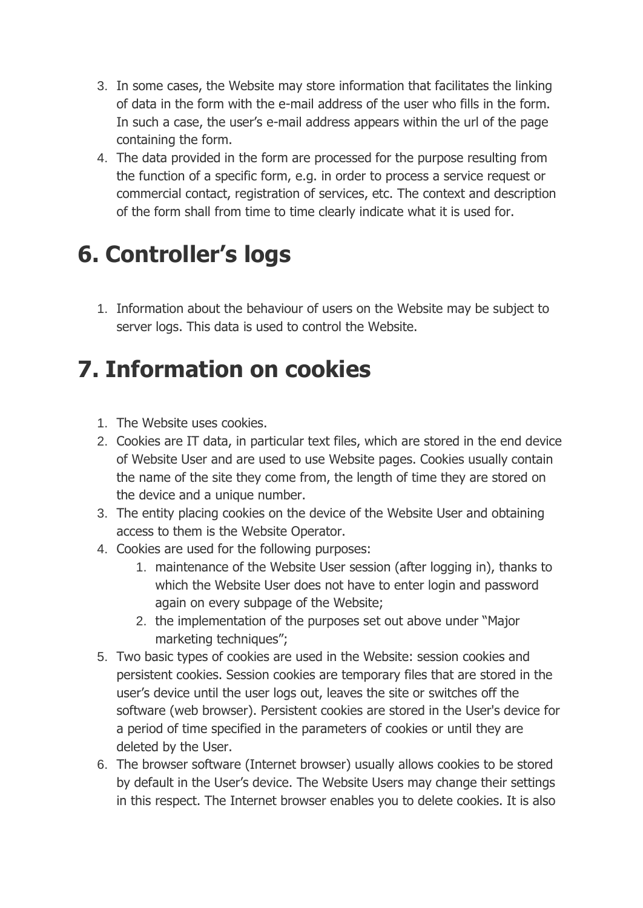3. In some cases, the Website may store information that facilitates the linking of data in the form with the e-mail address of the user who fills in the form. In such a case, the user's e-mail address appears within the url of the page containing the form.
4. The data provided in the form are processed for the purpose resulting from the function of a specific form, e.g. in order to process a service request or commercial contact, registration of services, etc. The context and description of the form shall from time to time clearly indicate what it is used for.

# 6. Controller's logs

1. Information about the behaviour of users on the Website may be subject to server logs. This data is used to control the Website.

# 7. Information on cookies

1. The Website uses cookies.
2. Cookies are IT data, in particular text files, which are stored in the end device of Website User and are used to use Website pages. Cookies usually contain the name of the site they come from, the length of time they are stored on the device and a unique number.
3. The entity placing cookies on the device of the Website User and obtaining access to them is the Website Operator.
4. Cookies are used for the following purposes:
    1. maintenance of the Website User session (after logging in), thanks to which the Website User does not have to enter login and password again on every subpage of the Website;
    2. the implementation of the purposes set out above under "Major marketing techniques";
5. Two basic types of cookies are used in the Website: session cookies and persistent cookies. Session cookies are temporary files that are stored in the user's device until the user logs out, leaves the site or switches off the software (web browser). Persistent cookies are stored in the User's device for a period of time specified in the parameters of cookies or until they are deleted by the User.
6. The browser software (Internet browser) usually allows cookies to be stored by default in the User's device. The Website Users may change their settings in this respect. The Internet browser enables you to delete cookies. It is also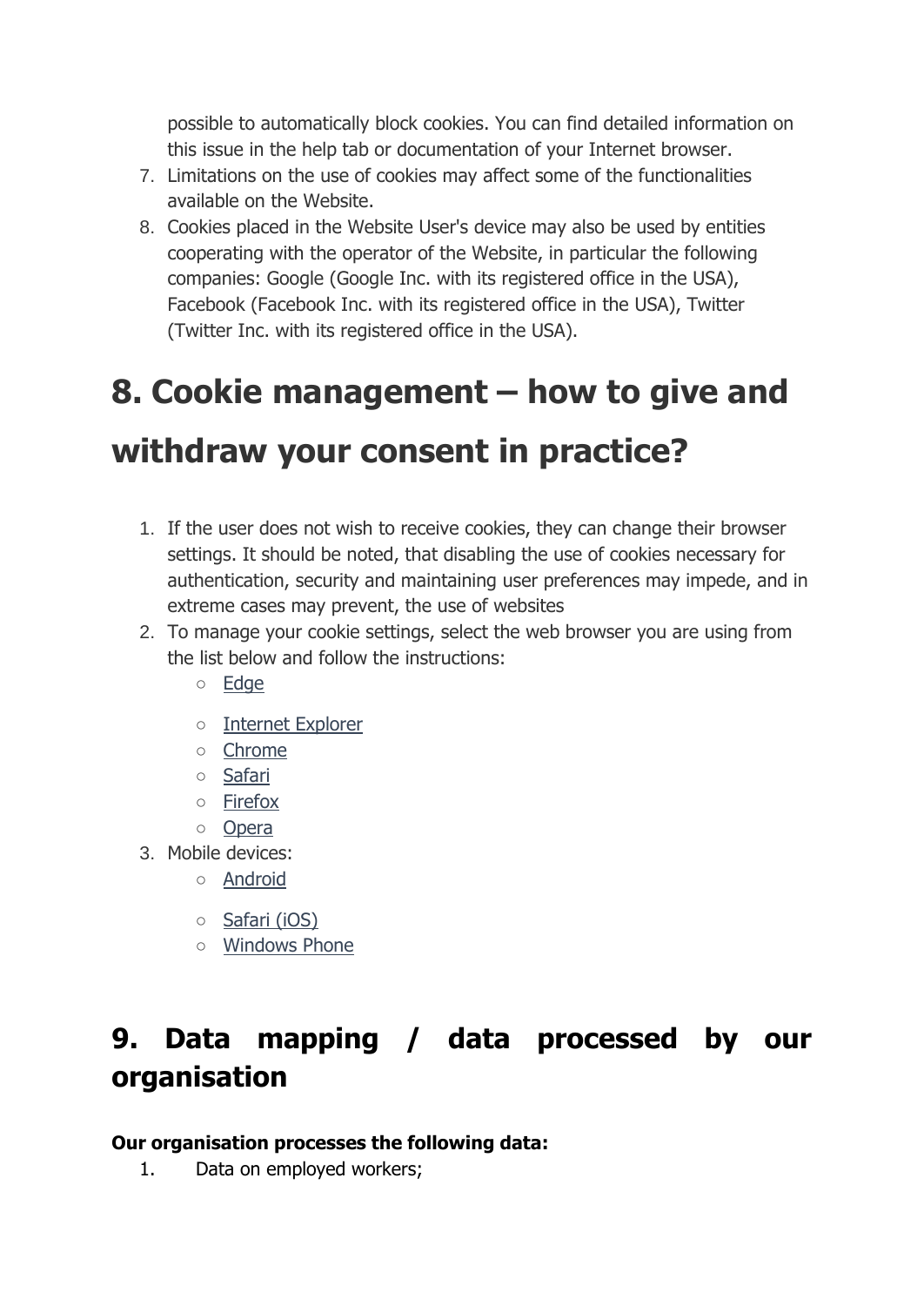possible to automatically block cookies. You can find detailed information on this issue in the help tab or documentation of your Internet browser.

7. Limitations on the use of cookies may affect some of the functionalities available on the Website.
8. Cookies placed in the Website User's device may also be used by entities cooperating with the operator of the Website, in particular the following companies: Google (Google Inc. with its registered office in the USA), Facebook (Facebook Inc. with its registered office in the USA), Twitter (Twitter Inc. with its registered office in the USA).

# 8. Cookie management – how to give and withdraw your consent in practice?

1. If the user does not wish to receive cookies, they can change their browser settings. It should be noted, that disabling the use of cookies necessary for authentication, security and maintaining user preferences may impede, and in extreme cases may prevent, the use of websites
2. To manage your cookie settings, select the web browser you are using from the list below and follow the instructions:
   - Edge
   - Internet Explorer
   - Chrome
   - Safari
   - Firefox
   - Opera
3. Mobile devices:
   - Android
   - Safari (iOS)
   - Windows Phone

## 9. Data mapping / data processed by our organisation

**Our organisation processes the following data:**

1. Data on employed workers;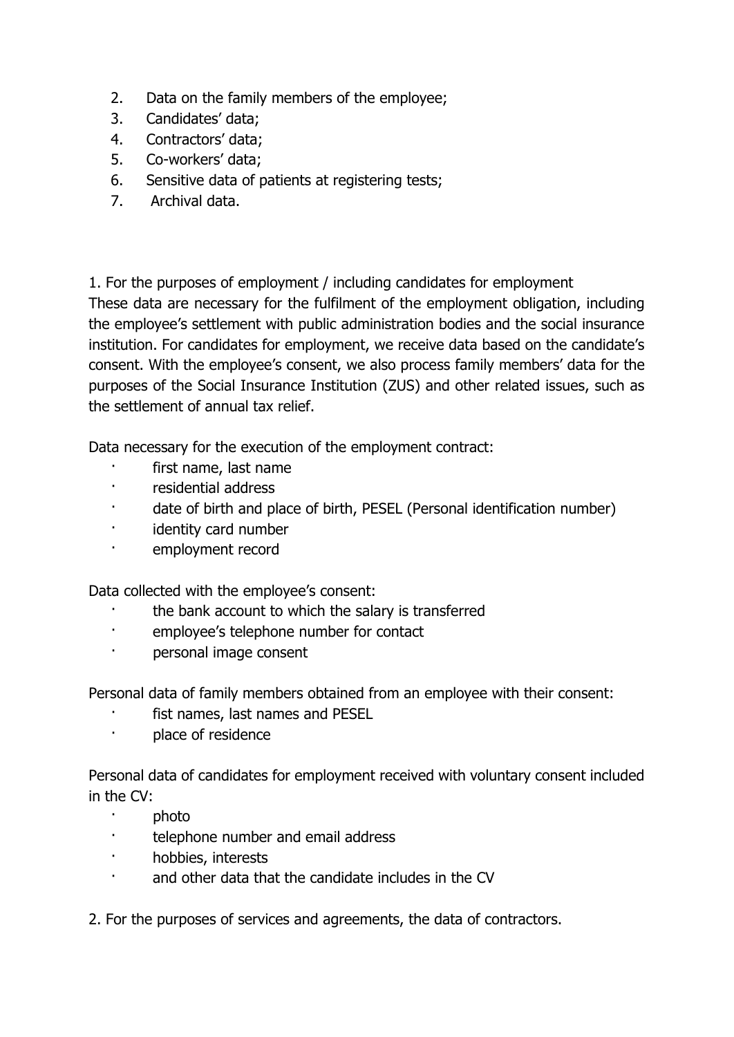2. Data on the family members of the employee;
3. Candidates' data;
4. Contractors' data;
5. Co-workers' data;
6. Sensitive data of patients at registering tests;
7. Archival data.

1. For the purposes of employment / including candidates for employment

These data are necessary for the fulfilment of the employment obligation, including the employee's settlement with public administration bodies and the social insurance institution. For candidates for employment, we receive data based on the candidate's consent. With the employee's consent, we also process family members' data for the purposes of the Social Insurance Institution (ZUS) and other related issues, such as the settlement of annual tax relief.

Data necessary for the execution of the employment contract:

- first name, last name
- residential address
- date of birth and place of birth, PESEL (Personal identification number)
- identity card number
- employment record

Data collected with the employee's consent:

- the bank account to which the salary is transferred
- employee's telephone number for contact
- personal image consent

Personal data of family members obtained from an employee with their consent:

- fist names, last names and PESEL
- place of residence

Personal data of candidates for employment received with voluntary consent included in the CV:

- photo
- telephone number and email address
- hobbies, interests
- and other data that the candidate includes in the CV

2. For the purposes of services and agreements, the data of contractors.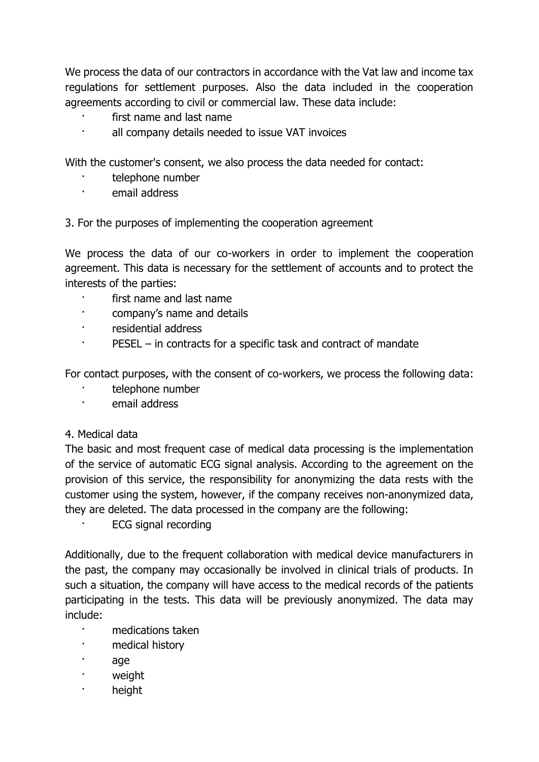We process the data of our contractors in accordance with the Vat law and income tax regulations for settlement purposes. Also the data included in the cooperation agreements according to civil or commercial law. These data include:

- first name and last name
- all company details needed to issue VAT invoices

With the customer's consent, we also process the data needed for contact:

- telephone number
- email address

3. For the purposes of implementing the cooperation agreement

We process the data of our co-workers in order to implement the cooperation agreement. This data is necessary for the settlement of accounts and to protect the interests of the parties:

- first name and last name
- company's name and details
- residential address
- PESEL – in contracts for a specific task and contract of mandate

For contact purposes, with the consent of co-workers, we process the following data:

- telephone number
- email address

4. Medical data

The basic and most frequent case of medical data processing is the implementation of the service of automatic ECG signal analysis. According to the agreement on the provision of this service, the responsibility for anonymizing the data rests with the customer using the system, however, if the company receives non-anonymized data, they are deleted. The data processed in the company are the following:

- ECG signal recording

Additionally, due to the frequent collaboration with medical device manufacturers in the past, the company may occasionally be involved in clinical trials of products. In such a situation, the company will have access to the medical records of the patients participating in the tests. This data will be previously anonymized. The data may include:

- medications taken
- medical history
- age
- weight
- height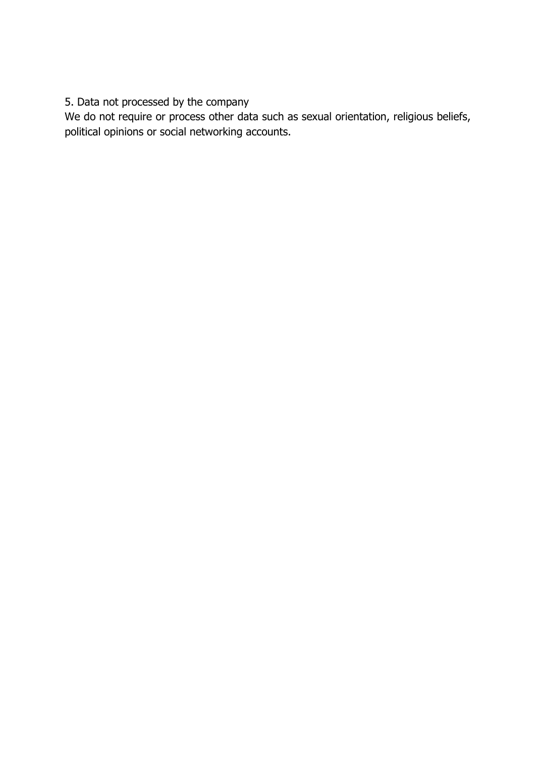5. Data not processed by the company

We do not require or process other data such as sexual orientation, religious beliefs, political opinions or social networking accounts.